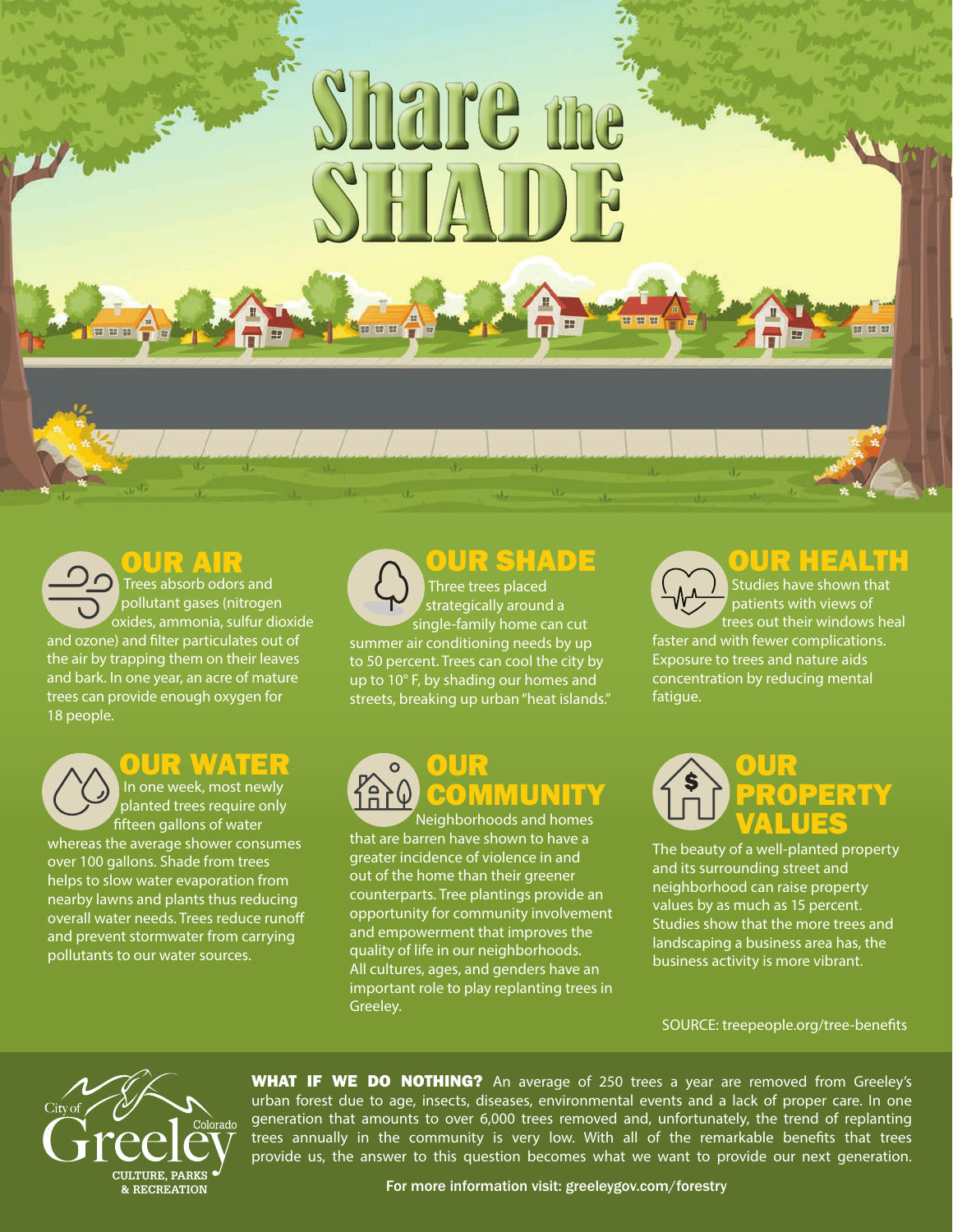# Share the SHADE

## OUR AIR

Trees absorb odors and pollutant gases (nitrogen oxides, ammonia, sulfur dioxide and ozone) and filter particulates out of the air by trapping them on their leaves and bark. In one year, an acre of mature trees can provide enough oxygen for 18 people.

## OUR SHADE

Three trees placed strategically around a single-family home can cut summer air conditioning needs by up to 50 percent. Trees can cool the city by up to 10° F, by shading our homes and streets, breaking up urban "heat islands."

## OUR HEALTH

Studies have shown that patients with views of trees out their windows heal faster and with fewer complications. Exposure to trees and nature aids concentration by reducing mental fatigue.

## OUR WATER

In one week, most newly planted trees require only fifteen gallons of water whereas the average shower consumes over 100 gallons. Shade from trees helps to slow water evaporation from nearby lawns and plants thus reducing overall water needs. Trees reduce runoff and prevent stormwater from carrying pollutants to our water sources.

## OUR COMMUNITY

Neighborhoods and homes that are barren have shown to have a greater incidence of violence in and out of the home than their greener counterparts. Tree plantings provide an opportunity for community involvement and empowerment that improves the quality of life in our neighborhoods. All cultures, ages, and genders have an important role to play replanting trees in Greeley.

## OUR PROPERTY VALUES

The beauty of a well-planted property and its surrounding street and neighborhood can raise property values by as much as 15 percent. Studies show that the more trees and landscaping a business area has, the business activity is more vibrant.

SOURCE: treepeople.org/tree-benefits

City of Greeley Colorado
CULTURE, PARKS & RECREATION

**WHAT IF WE DO NOTHING?** An average of 250 trees a year are removed from Greeley's urban forest due to age, insects, diseases, environmental events and a lack of proper care. In one generation that amounts to over 6,000 trees removed and, unfortunately, the trend of replanting trees annually in the community is very low. With all of the remarkable benefits that trees provide us, the answer to this question becomes what we want to provide our next generation.

For more information visit: greeleygov.com/forestry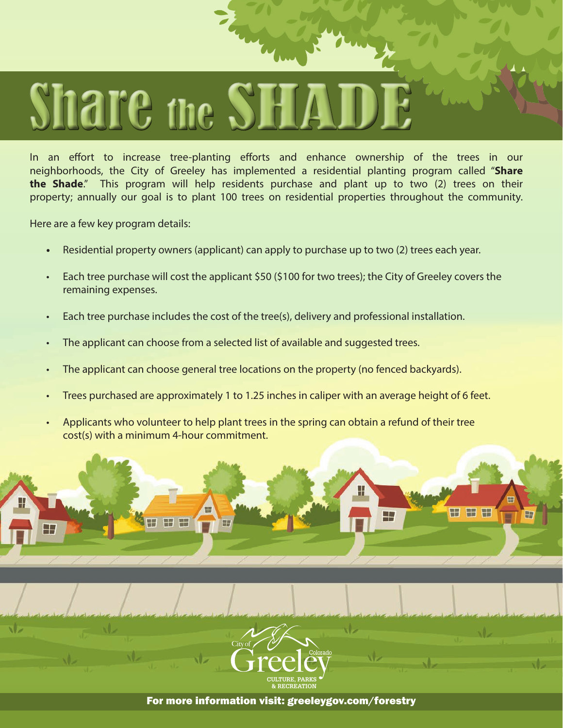# Share the SHADE

In an effort to increase tree-planting efforts and enhance ownership of the trees in our neighborhoods, the City of Greeley has implemented a residential planting program called "**Share the Shade**." This program will help residents purchase and plant up to two (2) trees on their property; annually our goal is to plant 100 trees on residential properties throughout the community.

Here are a few key program details:

- Residential property owners (applicant) can apply to purchase up to two (2) trees each year.
- Each tree purchase will cost the applicant $50 ($100 for two trees); the City of Greeley covers the remaining expenses.
- Each tree purchase includes the cost of the tree(s), delivery and professional installation.
- The applicant can choose from a selected list of available and suggested trees.
- The applicant can choose general tree locations on the property (no fenced backyards).
- Trees purchased are approximately 1 to 1.25 inches in caliper with an average height of 6 feet.
- Applicants who volunteer to help plant trees in the spring can obtain a refund of their tree cost(s) with a minimum 4-hour commitment.

City of Greeley Colorado
CULTURE, PARKS & RECREATION

**For more information visit: greeleygov.com/forestry**